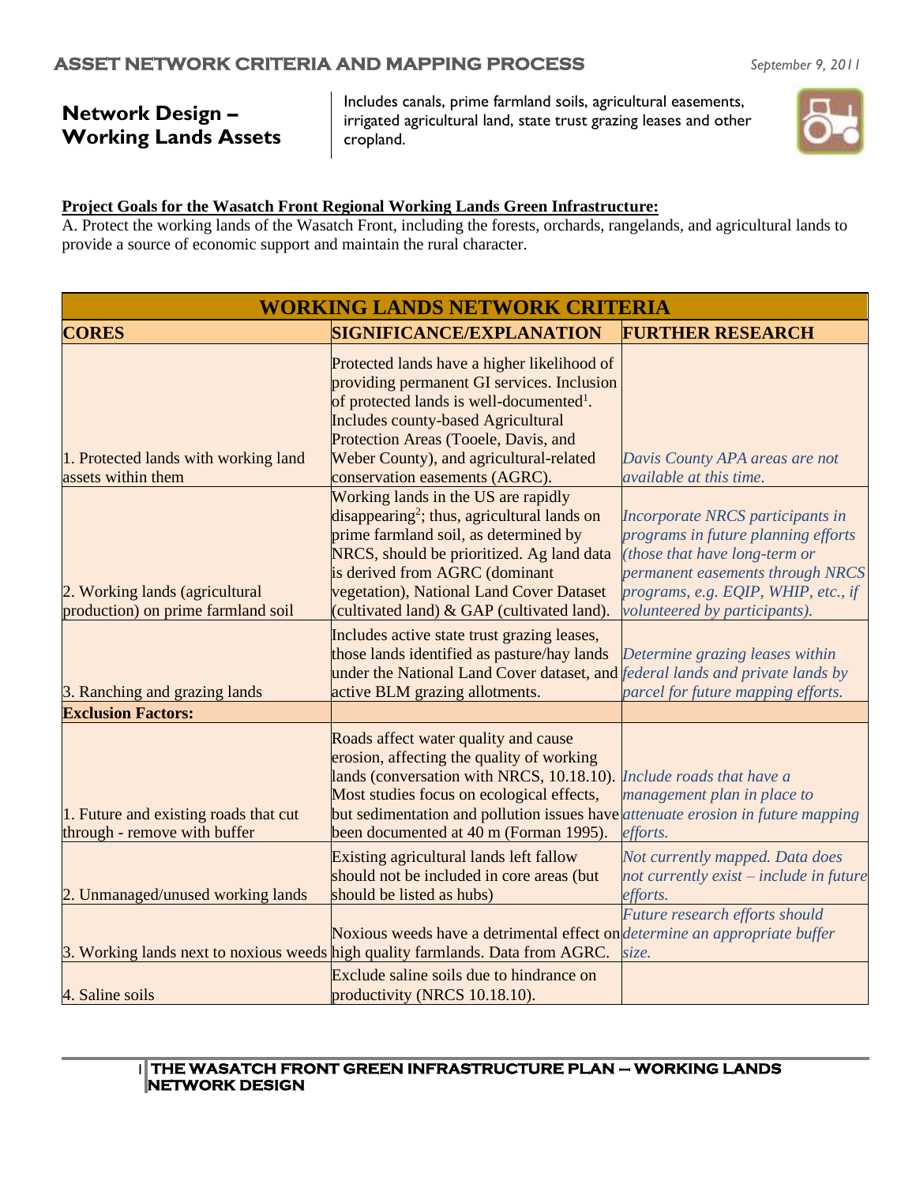# ASSET NETWORK CRITERIA AND MAPPING PROCESS

*September 9, 2011*

## Network Design – Working Lands Assets

Includes canals, prime farmland soils, agricultural easements, irrigated agricultural land, state trust grazing leases and other cropland.

**Project Goals for the Wasatch Front Regional Working Lands Green Infrastructure:**

A. Protect the working lands of the Wasatch Front, including the forests, orchards, rangelands, and agricultural lands to provide a source of economic support and maintain the rural character.

| WORKING LANDS NETWORK CRITERIA | | |
|---|---|---|
| **CORES** | **SIGNIFICANCE/EXPLANATION** | **FURTHER RESEARCH** |
| 1. Protected lands with working land assets within them | Protected lands have a higher likelihood of providing permanent GI services. Inclusion of protected lands is well-documented[1]. Includes county-based Agricultural Protection Areas (Tooele, Davis, and Weber County), and agricultural-related conservation easements (AGRC). | *Davis County APA areas are not available at this time.* |
| 2. Working lands (agricultural production) on prime farmland soil | Working lands in the US are rapidly disappearing[2]; thus, agricultural lands on prime farmland soil, as determined by NRCS, should be prioritized. Ag land data is derived from AGRC (dominant vegetation), National Land Cover Dataset (cultivated land) & GAP (cultivated land). | *Incorporate NRCS participants in programs in future planning efforts (those that have long-term or permanent easements through NRCS programs, e.g. EQIP, WHIP, etc., if volunteered by participants).* |
| 3. Ranching and grazing lands | Includes active state trust grazing leases, those lands identified as pasture/hay lands under the National Land Cover dataset, and active BLM grazing allotments. | *Determine grazing leases within federal lands and private lands by parcel for future mapping efforts.* |
| **Exclusion Factors:** | | |
| 1. Future and existing roads that cut through - remove with buffer | Roads affect water quality and cause erosion, affecting the quality of working lands (conversation with NRCS, 10.18.10). Most studies focus on ecological effects, but sedimentation and pollution issues have been documented at 40 m (Forman 1995). | *Include roads that have a management plan in place to attenuate erosion in future mapping efforts.* |
| 2. Unmanaged/unused working lands | Existing agricultural lands left fallow should not be included in core areas (but should be listed as hubs) | *Not currently mapped. Data does not currently exist – include in future efforts.* |
| 3. Working lands next to noxious weeds | Noxious weeds have a detrimental effect on high quality farmlands. Data from AGRC. | *Future research efforts should determine an appropriate buffer size.* |
| 4. Saline soils | Exclude saline soils due to hindrance on productivity (NRCS 10.18.10). | |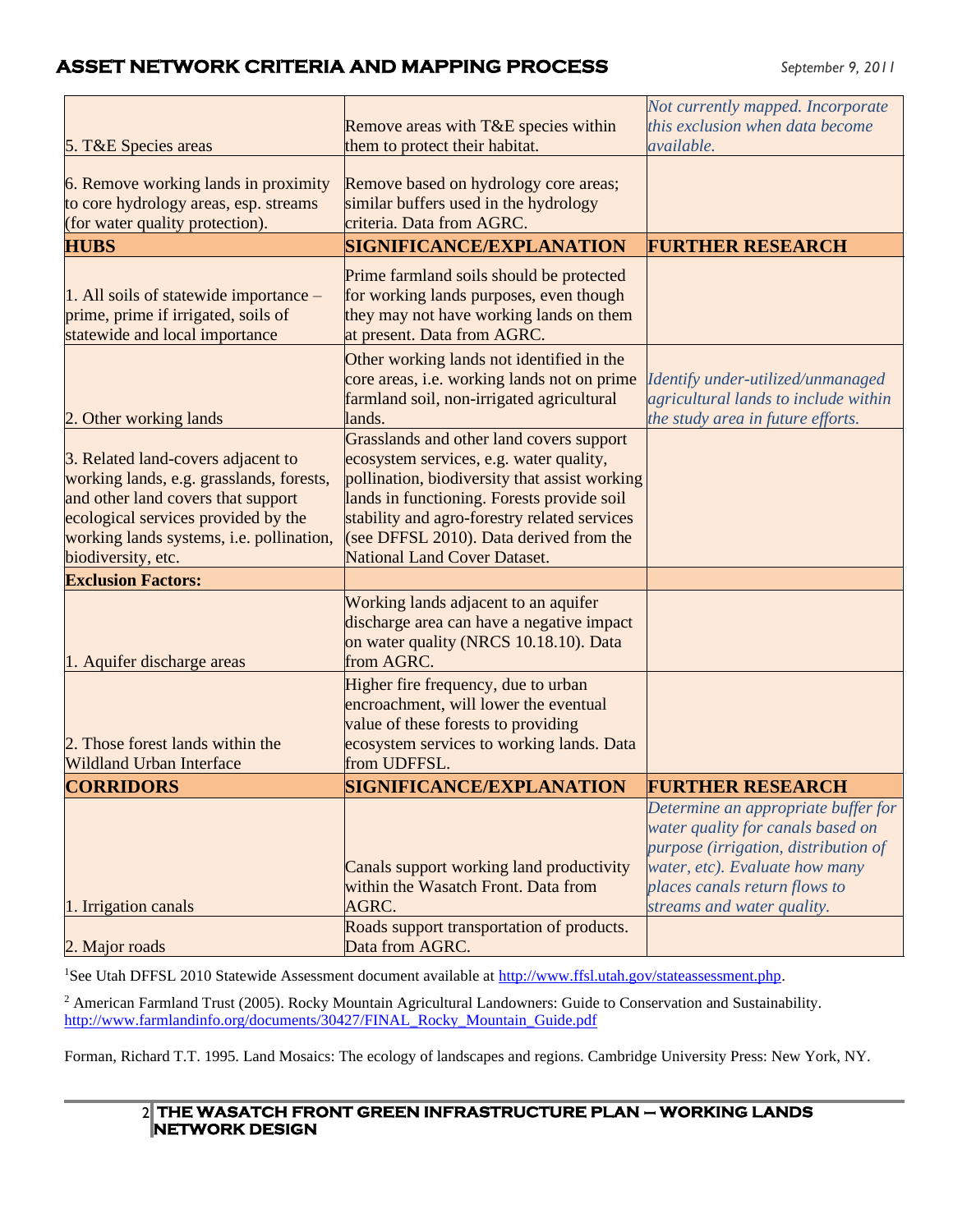| | | |
|---|---|---|
| 5. T&E Species areas | Remove areas with T&E species within them to protect their habitat. | *Not currently mapped. Incorporate this exclusion when data become available.* |
| 6. Remove working lands in proximity to core hydrology areas, esp. streams (for water quality protection). | Remove based on hydrology core areas; similar buffers used in the hydrology criteria. Data from AGRC. | |
| **HUBS** | **SIGNIFICANCE/EXPLANATION** | **FURTHER RESEARCH** |
| 1. All soils of statewide importance – prime, prime if irrigated, soils of statewide and local importance | Prime farmland soils should be protected for working lands purposes, even though they may not have working lands on them at present. Data from AGRC. | |
| 2. Other working lands | Other working lands not identified in the core areas, i.e. working lands not on prime farmland soil, non-irrigated agricultural lands. | *Identify under-utilized/unmanaged agricultural lands to include within the study area in future efforts.* |
| 3. Related land-covers adjacent to working lands, e.g. grasslands, forests, and other land covers that support ecological services provided by the working lands systems, i.e. pollination, biodiversity, etc. | Grasslands and other land covers support ecosystem services, e.g. water quality, pollination, biodiversity that assist working lands in functioning. Forests provide soil stability and agro-forestry related services (see DFFSL 2010). Data derived from the National Land Cover Dataset. | |
| **Exclusion Factors:** | | |
| 1. Aquifer discharge areas | Working lands adjacent to an aquifer discharge area can have a negative impact on water quality (NRCS 10.18.10). Data from AGRC. | |
| 2. Those forest lands within the Wildland Urban Interface | Higher fire frequency, due to urban encroachment, will lower the eventual value of these forests to providing ecosystem services to working lands. Data from UDFFSL. | |
| **CORRIDORS** | **SIGNIFICANCE/EXPLANATION** | **FURTHER RESEARCH** |
| 1. Irrigation canals | Canals support working land productivity within the Wasatch Front. Data from AGRC. | *Determine an appropriate buffer for water quality for canals based on purpose (irrigation, distribution of water, etc). Evaluate how many places canals return flows to streams and water quality.* |
| 2. Major roads | Roads support transportation of products. Data from AGRC. | |

[1]See Utah DFFSL 2010 Statewide Assessment document available at http://www.ffsl.utah.gov/stateassessment.php.

[2] American Farmland Trust (2005). Rocky Mountain Agricultural Landowners: Guide to Conservation and Sustainability. http://www.farmlandinfo.org/documents/30427/FINAL_Rocky_Mountain_Guide.pdf

Forman, Richard T.T. 1995. Land Mosaics: The ecology of landscapes and regions. Cambridge University Press: New York, NY.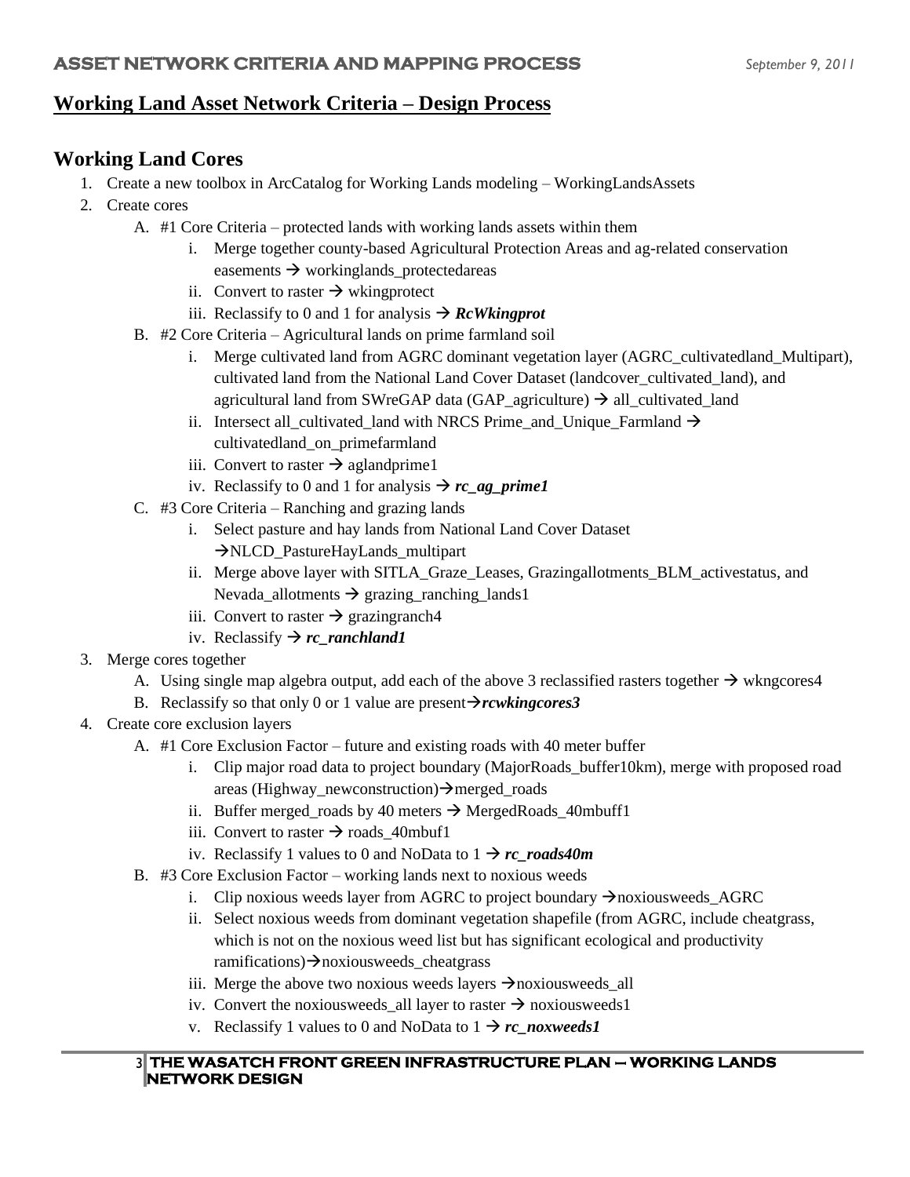## Working Land Asset Network Criteria – Design Process

### Working Land Cores

1. Create a new toolbox in ArcCatalog for Working Lands modeling – WorkingLandsAssets
2. Create cores
   A. #1 Core Criteria – protected lands with working lands assets within them
      i. Merge together county-based Agricultural Protection Areas and ag-related conservation easements → workinglands_protectedareas
      ii. Convert to raster → wkingprotect
      iii. Reclassify to 0 and 1 for analysis → ***RcWkingprot***
   B. #2 Core Criteria – Agricultural lands on prime farmland soil
      i. Merge cultivated land from AGRC dominant vegetation layer (AGRC_cultivatedland_Multipart), cultivated land from the National Land Cover Dataset (landcover_cultivated_land), and agricultural land from SWreGAP data (GAP_agriculture) → all_cultivated_land
      ii. Intersect all_cultivated_land with NRCS Prime_and_Unique_Farmland → cultivatedland_on_primefarmland
      iii. Convert to raster → aglandprime1
      iv. Reclassify to 0 and 1 for analysis → ***rc_ag_prime1***
   C. #3 Core Criteria – Ranching and grazing lands
      i. Select pasture and hay lands from National Land Cover Dataset →NLCD_PastureHayLands_multipart
      ii. Merge above layer with SITLA_Graze_Leases, Grazingallotments_BLM_activestatus, and Nevada_allotments → grazing_ranching_lands1
      iii. Convert to raster → grazingranch4
      iv. Reclassify → ***rc_ranchland1***
3. Merge cores together
   A. Using single map algebra output, add each of the above 3 reclassified rasters together → wkngcores4
   B. Reclassify so that only 0 or 1 value are present→***rcwkingcores3***
4. Create core exclusion layers
   A. #1 Core Exclusion Factor – future and existing roads with 40 meter buffer
      i. Clip major road data to project boundary (MajorRoads_buffer10km), merge with proposed road areas (Highway_newconstruction)→merged_roads
      ii. Buffer merged_roads by 40 meters → MergedRoads_40mbuff1
      iii. Convert to raster → roads_40mbuf1
      iv. Reclassify 1 values to 0 and NoData to 1 → ***rc_roads40m***
   B. #3 Core Exclusion Factor – working lands next to noxious weeds
      i. Clip noxious weeds layer from AGRC to project boundary →noxiousweeds_AGRC
      ii. Select noxious weeds from dominant vegetation shapefile (from AGRC, include cheatgrass, which is not on the noxious weed list but has significant ecological and productivity ramifications)→noxiousweeds_cheatgrass
      iii. Merge the above two noxious weeds layers →noxiousweeds_all
      iv. Convert the noxiousweeds_all layer to raster → noxiousweeds1
      v. Reclassify 1 values to 0 and NoData to 1 → ***rc_noxweeds1***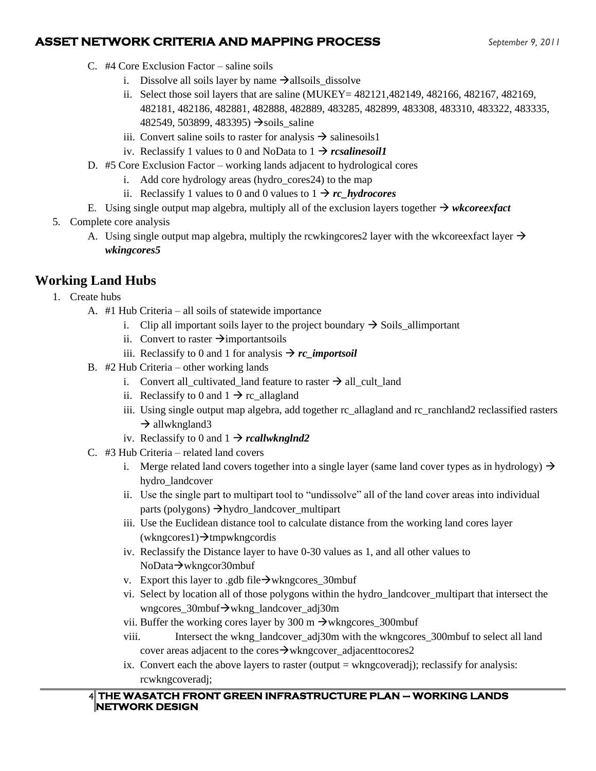C. #4 Core Exclusion Factor – saline soils
   i. Dissolve all soils layer by name →allsoils_dissolve
   ii. Select those soil layers that are saline (MUKEY= 482121,482149, 482166, 482167, 482169, 482181, 482186, 482881, 482888, 482889, 483285, 482899, 483308, 483310, 483322, 483335, 482549, 503899, 483395) →soils_saline
   iii. Convert saline soils to raster for analysis → salinesoils1
   iv. Reclassify 1 values to 0 and NoData to 1 → ***rcsalinesoil1***

D. #5 Core Exclusion Factor – working lands adjacent to hydrological cores
   i. Add core hydrology areas (hydro_cores24) to the map
   ii. Reclassify 1 values to 0 and 0 values to 1 → ***rc_hydrocores***

E. Using single output map algebra, multiply all of the exclusion layers together → ***wkcoreexfact***

5. Complete core analysis
   A. Using single output map algebra, multiply the rcwkingcores2 layer with the wkcoreexfact layer → ***wkingcores5***

## Working Land Hubs

1. Create hubs
   A. #1 Hub Criteria – all soils of statewide importance
      i. Clip all important soils layer to the project boundary → Soils_allimportant
      ii. Convert to raster →importantsoils
      iii. Reclassify to 0 and 1 for analysis → ***rc_importsoil***
   B. #2 Hub Criteria – other working lands
      i. Convert all_cultivated_land feature to raster → all_cult_land
      ii. Reclassify to 0 and 1 → rc_allagland
      iii. Using single output map algebra, add together rc_allagland and rc_ranchland2 reclassified rasters → allwkngland3
      iv. Reclassify to 0 and 1 → ***rcallwknglnd2***
   C. #3 Hub Criteria – related land covers
      i. Merge related land covers together into a single layer (same land cover types as in hydrology) → hydro_landcover
      ii. Use the single part to multipart tool to "undissolve" all of the land cover areas into individual parts (polygons) →hydro_landcover_multipart
      iii. Use the Euclidean distance tool to calculate distance from the working land cores layer (wkngcores1)→tmpwkngcordis
      iv. Reclassify the Distance layer to have 0-30 values as 1, and all other values to NoData→wkngcor30mbuf
      v. Export this layer to .gdb file→wkngcores_30mbuf
      vi. Select by location all of those polygons within the hydro_landcover_multipart that intersect the wngcores_30mbuf→wkng_landcover_adj30m
      vii. Buffer the working cores layer by 300 m →wkngcores_300mbuf
      viii. Intersect the wkng_landcover_adj30m with the wkngcores_300mbuf to select all land cover areas adjacent to the cores→wkngcover_adjacenttocores2
      ix. Convert each the above layers to raster (output = wkngcoveradj); reclassify for analysis: rcwkngcoveradj;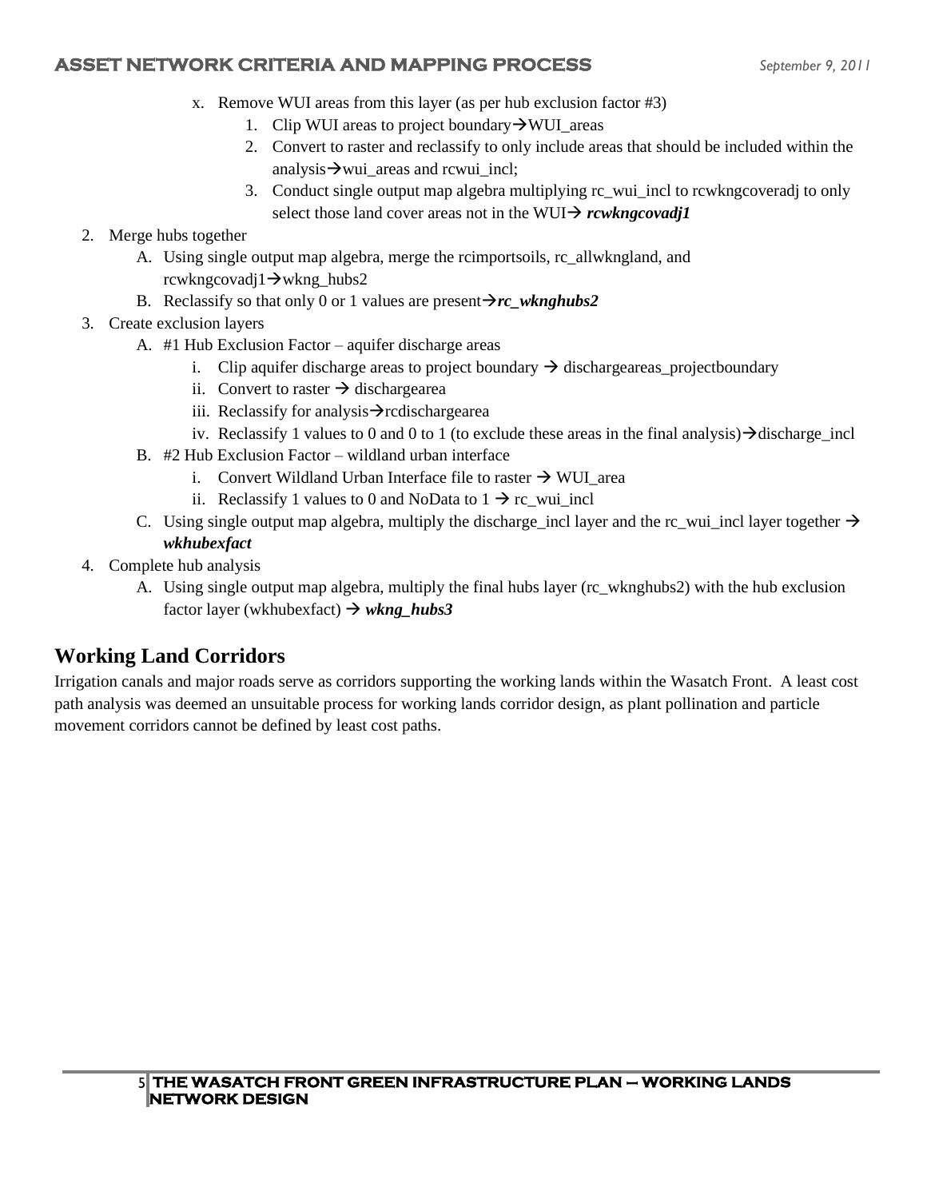x. Remove WUI areas from this layer (as per hub exclusion factor #3)
   1. Clip WUI areas to project boundary→WUI_areas
   2. Convert to raster and reclassify to only include areas that should be included within the analysis→wui_areas and rcwui_incl;
   3. Conduct single output map algebra multiplying rc_wui_incl to rcwkngcoveradj to only select those land cover areas not in the WUI→ ***rcwkngcovadj1***

2. Merge hubs together
   A. Using single output map algebra, merge the rcimportsoils, rc_allwkngland, and rcwkngcovadj1→wkng_hubs2
   B. Reclassify so that only 0 or 1 values are present→***rc_wknghubs2***
3. Create exclusion layers
   A. #1 Hub Exclusion Factor – aquifer discharge areas
      i. Clip aquifer discharge areas to project boundary → dischargeareas_projectboundary
      ii. Convert to raster → dischargearea
      iii. Reclassify for analysis→rcdischargearea
      iv. Reclassify 1 values to 0 and 0 to 1 (to exclude these areas in the final analysis)→discharge_incl
   B. #2 Hub Exclusion Factor – wildland urban interface
      i. Convert Wildland Urban Interface file to raster → WUI_area
      ii. Reclassify 1 values to 0 and NoData to 1 → rc_wui_incl
   C. Using single output map algebra, multiply the discharge_incl layer and the rc_wui_incl layer together → ***wkhubexfact***
4. Complete hub analysis
   A. Using single output map algebra, multiply the final hubs layer (rc_wknghubs2) with the hub exclusion factor layer (wkhubexfact) → ***wkng_hubs3***

## Working Land Corridors

Irrigation canals and major roads serve as corridors supporting the working lands within the Wasatch Front. A least cost path analysis was deemed an unsuitable process for working lands corridor design, as plant pollination and particle movement corridors cannot be defined by least cost paths.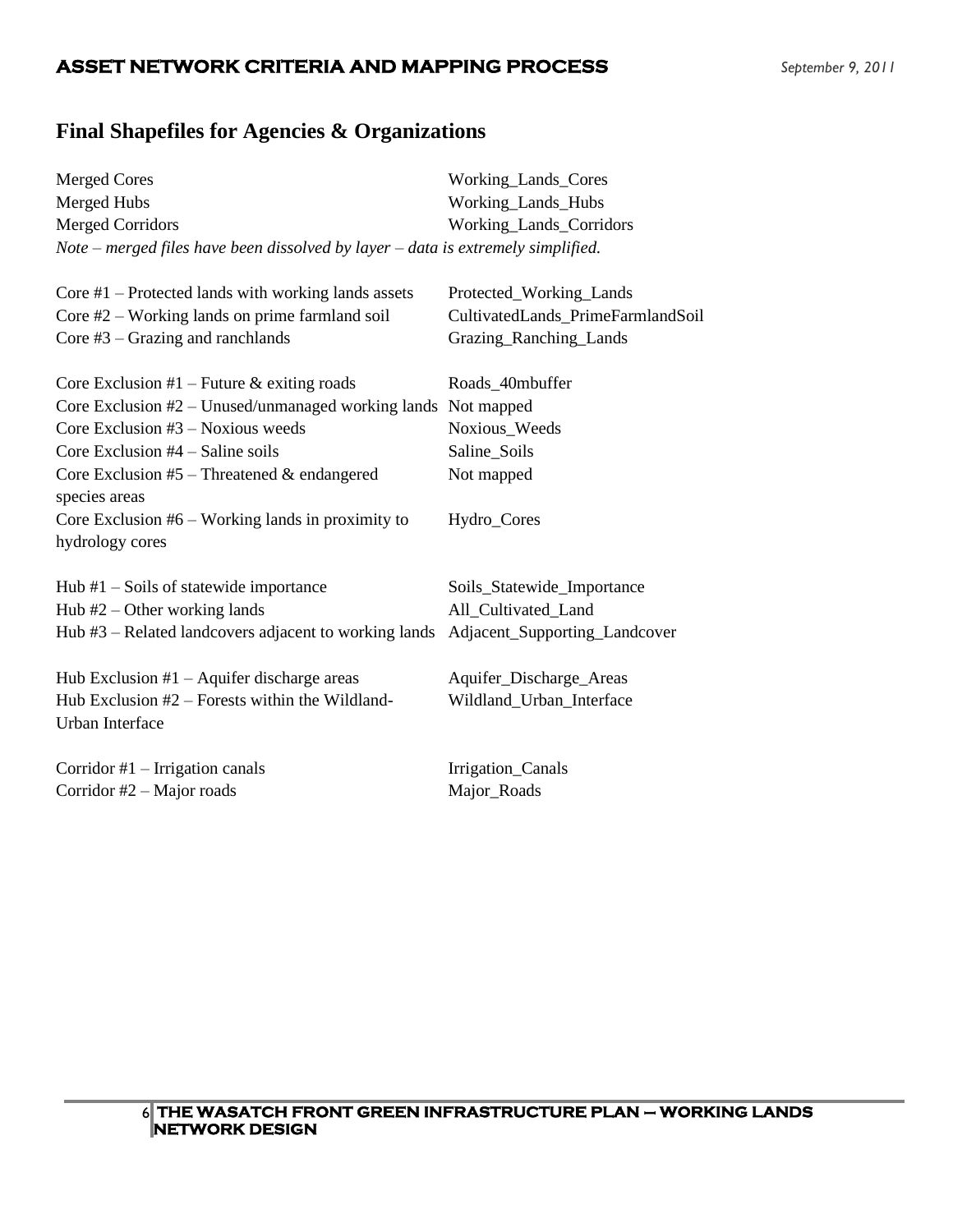## Final Shapefiles for Agencies & Organizations

| | |
|---|---|
| Merged Cores | Working_Lands_Cores |
| Merged Hubs | Working_Lands_Hubs |
| Merged Corridors | Working_Lands_Corridors |

*Note – merged files have been dissolved by layer – data is extremely simplified.*

| | |
|---|---|
| Core #1 – Protected lands with working lands assets | Protected_Working_Lands |
| Core #2 – Working lands on prime farmland soil | CultivatedLands_PrimeFarmlandSoil |
| Core #3 – Grazing and ranchlands | Grazing_Ranching_Lands |
| Core Exclusion #1 – Future & exiting roads | Roads_40mbuffer |
| Core Exclusion #2 – Unused/unmanaged working lands | Not mapped |
| Core Exclusion #3 – Noxious weeds | Noxious_Weeds |
| Core Exclusion #4 – Saline soils | Saline_Soils |
| Core Exclusion #5 – Threatened & endangered species areas | Not mapped |
| Core Exclusion #6 – Working lands in proximity to hydrology cores | Hydro_Cores |
| Hub #1 – Soils of statewide importance | Soils_Statewide_Importance |
| Hub #2 – Other working lands | All_Cultivated_Land |
| Hub #3 – Related landcovers adjacent to working lands | Adjacent_Supporting_Landcover |
| Hub Exclusion #1 – Aquifer discharge areas | Aquifer_Discharge_Areas |
| Hub Exclusion #2 – Forests within the Wildland-Urban Interface | Wildland_Urban_Interface |
| Corridor #1 – Irrigation canals | Irrigation_Canals |
| Corridor #2 – Major roads | Major_Roads |